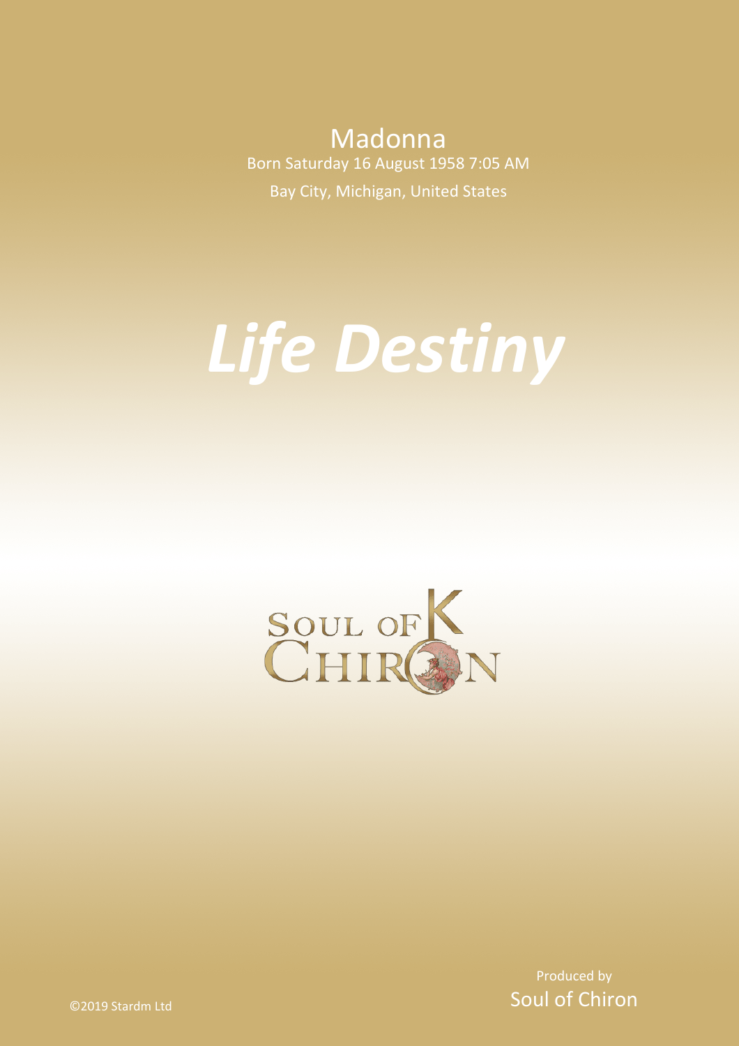Madonna

Born Saturday 16 August 1958 7:05 AM

Bay City, Michigan, United States

# *Life Destiny*

SOUL OF CHIRON

Produced by

Soul of Chiron

©2019 Stardm Ltd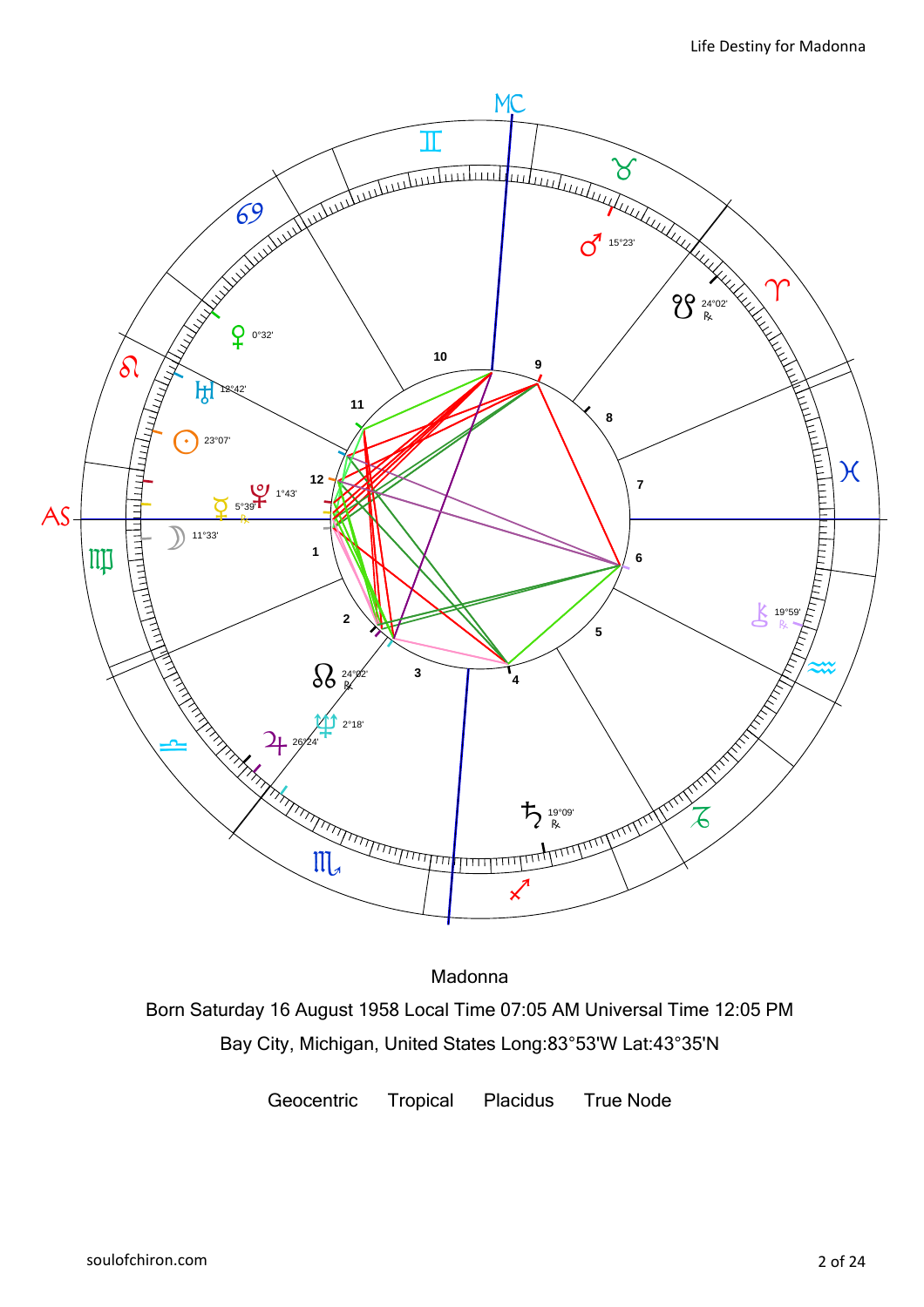Madonna

Born Saturday 16 August 1958 Local Time 07:05 AM Universal Time 12:05 PM

Bay City, Michigan, United States Long:83°53'W Lat:43°35'N

Geocentric Tropical Placidus True Node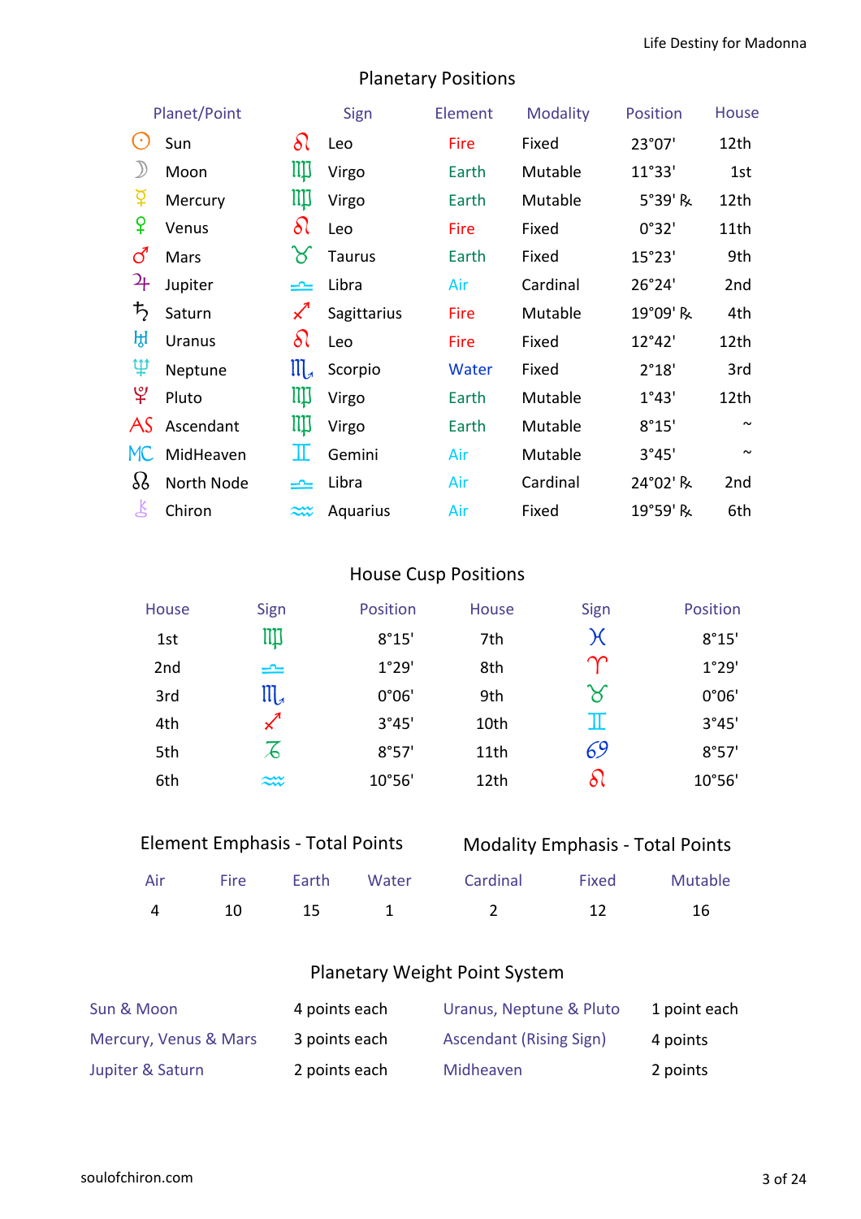## Planetary Positions

| Planet/Point | Sign | Element | Modality | Position | House |
|---|---|---|---|---|---|
| ☉ Sun | ♌ Leo | Fire | Fixed | 23°07' | 12th |
| ☽ Moon | ♍ Virgo | Earth | Mutable | 11°33' | 1st |
| ☿ Mercury | ♍ Virgo | Earth | Mutable | 5°39' ℞ | 12th |
| ♀ Venus | ♌ Leo | Fire | Fixed | 0°32' | 11th |
| ♂ Mars | ♉ Taurus | Earth | Fixed | 15°23' | 9th |
| ♃ Jupiter | ♎ Libra | Air | Cardinal | 26°24' | 2nd |
| ♄ Saturn | ♐ Sagittarius | Fire | Mutable | 19°09' ℞ | 4th |
| ♅ Uranus | ♌ Leo | Fire | Fixed | 12°42' | 12th |
| ♆ Neptune | ♏ Scorpio | Water | Fixed | 2°18' | 3rd |
| ♇ Pluto | ♍ Virgo | Earth | Mutable | 1°43' | 12th |
| AS Ascendant | ♍ Virgo | Earth | Mutable | 8°15' | ~ |
| MC MidHeaven | ♊ Gemini | Air | Mutable | 3°45' | ~ |
| ☊ North Node | ♎ Libra | Air | Cardinal | 24°02' ℞ | 2nd |
| ⚷ Chiron | ♒ Aquarius | Air | Fixed | 19°59' ℞ | 6th |

## House Cusp Positions

| House | Sign | Position | House | Sign | Position |
|---|---|---|---|---|---|
| 1st | ♍ | 8°15' | 7th | ♓ | 8°15' |
| 2nd | ♎ | 1°29' | 8th | ♈ | 1°29' |
| 3rd | ♏ | 0°06' | 9th | ♉ | 0°06' |
| 4th | ♐ | 3°45' | 10th | ♊ | 3°45' |
| 5th | ♑ | 8°57' | 11th | ♋ | 8°57' |
| 6th | ♒ | 10°56' | 12th | ♌ | 10°56' |

## Element Emphasis - Total Points

| Air | Fire | Earth | Water |
|---|---|---|---|
| 4 | 10 | 15 | 1 |

## Modality Emphasis - Total Points

| Cardinal | Fixed | Mutable |
|---|---|---|
| 2 | 12 | 16 |

## Planetary Weight Point System

| | | | |
|---|---|---|---|
| Sun & Moon | 4 points each | Uranus, Neptune & Pluto | 1 point each |
| Mercury, Venus & Mars | 3 points each | Ascendant (Rising Sign) | 4 points |
| Jupiter & Saturn | 2 points each | Midheaven | 2 points |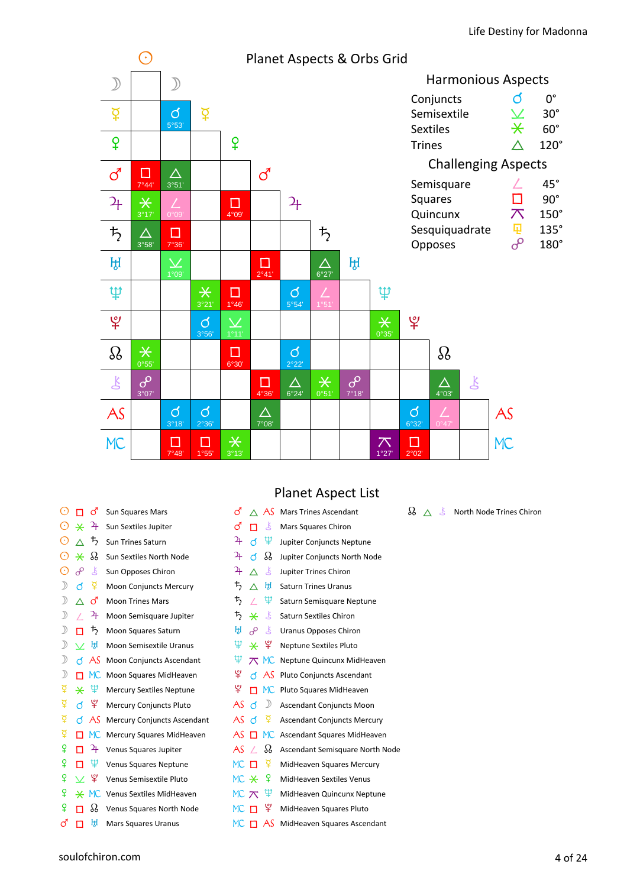## Planet Aspects & Orbs Grid

| | Sun | Moon | Mercury | Venus | Mars | Jupiter | Saturn | Uranus | Neptune | Pluto | North Node | Chiron |
|---|---|---|---|---|---|---|---|---|---|---|---|---|
| **Moon** | | | | | | | | | | | | |
| **Mercury** | | ☌ 5°53' | | | | | | | | | | |
| **Venus** | | | | | | | | | | | | |
| **Mars** | □ 7°44' | △ 3°51' | | | | | | | | | | |
| **Jupiter** | ⚹ 3°17' | ∠ 0°09' | | □ 4°09' | | | | | | | | |
| **Saturn** | △ 3°58' | □ 7°36' | | | | | | | | | | |
| **Uranus** | | ⚺ 1°09' | | | □ 2°41' | | △ 6°27' | | | | | |
| **Neptune** | | | ⚹ 3°21' | □ 1°46' | | ☌ 5°54' | ∠ 1°51' | | | | | |
| **Pluto** | | | ☌ 3°56' | ⚺ 1°11' | | | | | ⚹ 0°35' | | | |
| **North Node** | ⚹ 0°55' | | | □ 6°30' | | ☌ 2°22' | | | | | | |
| **Chiron** | ☍ 3°07' | | | | □ 4°36' | △ 6°24' | ⚹ 0°51' | ☍ 7°18' | | | △ 4°03' | |
| **AS** | | ☌ 3°18' | ☌ 2°36' | | △ 7°08' | | | | | ☌ 6°32' | ∠ 0°47' | |
| **MC** | | □ 7°48' | □ 1°55' | ⚹ 3°13' | | | | | ⚻ 1°27' | □ 2°02' | | |

### Harmonious Aspects

| Aspect | Symbol | Angle |
|---|---|---|
| Conjuncts | ☌ | 0° |
| Semisextile | ⚺ | 30° |
| Sextiles | ⚹ | 60° |
| Trines | △ | 120° |

### Challenging Aspects

| Aspect | Symbol | Angle |
|---|---|---|
| Semisquare | ∠ | 45° |
| Squares | □ | 90° |
| Quincunx | ⚻ | 150° |
| Sesquiquadrate | ⚼ | 135° |
| Opposes | ☍ | 180° |

## Planet Aspect List

- Sun Squares Mars
- Sun Sextiles Jupiter
- Sun Trines Saturn
- Sun Sextiles North Node
- Sun Opposes Chiron
- Moon Conjuncts Mercury
- Moon Trines Mars
- Moon Semisquare Jupiter
- Moon Squares Saturn
- Moon Semisextile Uranus
- Moon Conjuncts Ascendant
- Moon Squares MidHeaven
- Mercury Sextiles Neptune
- Mercury Conjuncts Pluto
- Mercury Conjuncts Ascendant
- Mercury Squares MidHeaven
- Venus Squares Jupiter
- Venus Squares Neptune
- Venus Semisextile Pluto
- Venus Sextiles MidHeaven
- Venus Squares North Node
- Mars Squares Uranus
- Mars Trines Ascendant
- Mars Squares Chiron
- Jupiter Conjuncts Neptune
- Jupiter Conjuncts North Node
- Jupiter Trines Chiron
- Saturn Trines Uranus
- Saturn Semisquare Neptune
- Saturn Sextiles Chiron
- Uranus Opposes Chiron
- Neptune Sextiles Pluto
- Neptune Quincunx MidHeaven
- Pluto Conjuncts Ascendant
- Pluto Squares MidHeaven
- Ascendant Conjuncts Moon
- Ascendant Conjuncts Mercury
- Ascendant Squares MidHeaven
- Ascendant Semisquare North Node
- MidHeaven Squares Mercury
- MidHeaven Sextiles Venus
- MidHeaven Quincunx Neptune
- MidHeaven Squares Pluto
- MidHeaven Squares Ascendant
- North Node Trines Chiron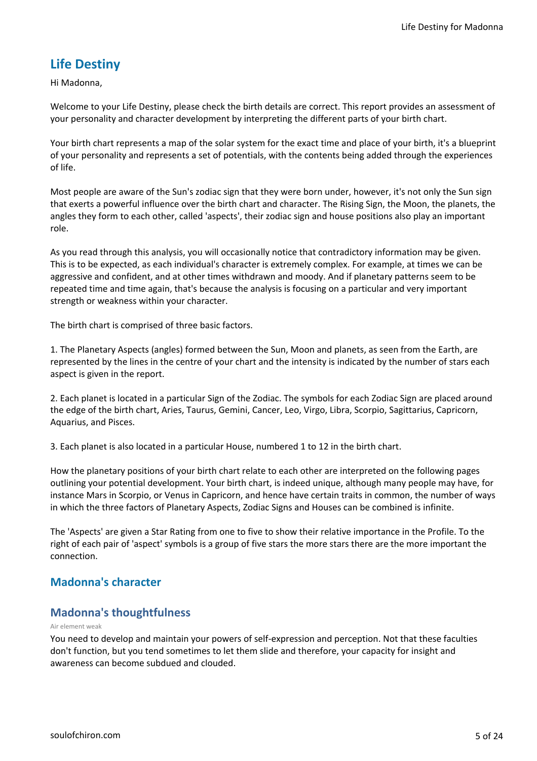## Life Destiny

Hi Madonna,

Welcome to your Life Destiny, please check the birth details are correct. This report provides an assessment of your personality and character development by interpreting the different parts of your birth chart.

Your birth chart represents a map of the solar system for the exact time and place of your birth, it's a blueprint of your personality and represents a set of potentials, with the contents being added through the experiences of life.

Most people are aware of the Sun's zodiac sign that they were born under, however, it's not only the Sun sign that exerts a powerful influence over the birth chart and character. The Rising Sign, the Moon, the planets, the angles they form to each other, called 'aspects', their zodiac sign and house positions also play an important role.

As you read through this analysis, you will occasionally notice that contradictory information may be given. This is to be expected, as each individual's character is extremely complex. For example, at times we can be aggressive and confident, and at other times withdrawn and moody. And if planetary patterns seem to be repeated time and time again, that's because the analysis is focusing on a particular and very important strength or weakness within your character.

The birth chart is comprised of three basic factors.

1. The Planetary Aspects (angles) formed between the Sun, Moon and planets, as seen from the Earth, are represented by the lines in the centre of your chart and the intensity is indicated by the number of stars each aspect is given in the report.

2. Each planet is located in a particular Sign of the Zodiac. The symbols for each Zodiac Sign are placed around the edge of the birth chart, Aries, Taurus, Gemini, Cancer, Leo, Virgo, Libra, Scorpio, Sagittarius, Capricorn, Aquarius, and Pisces.

3. Each planet is also located in a particular House, numbered 1 to 12 in the birth chart.

How the planetary positions of your birth chart relate to each other are interpreted on the following pages outlining your potential development. Your birth chart, is indeed unique, although many people may have, for instance Mars in Scorpio, or Venus in Capricorn, and hence have certain traits in common, the number of ways in which the three factors of Planetary Aspects, Zodiac Signs and Houses can be combined is infinite.

The 'Aspects' are given a Star Rating from one to five to show their relative importance in the Profile. To the right of each pair of 'aspect' symbols is a group of five stars the more stars there are the more important the connection.

## Madonna's character

### Madonna's thoughtfulness

Air element weak

You need to develop and maintain your powers of self-expression and perception. Not that these faculties don't function, but you tend sometimes to let them slide and therefore, your capacity for insight and awareness can become subdued and clouded.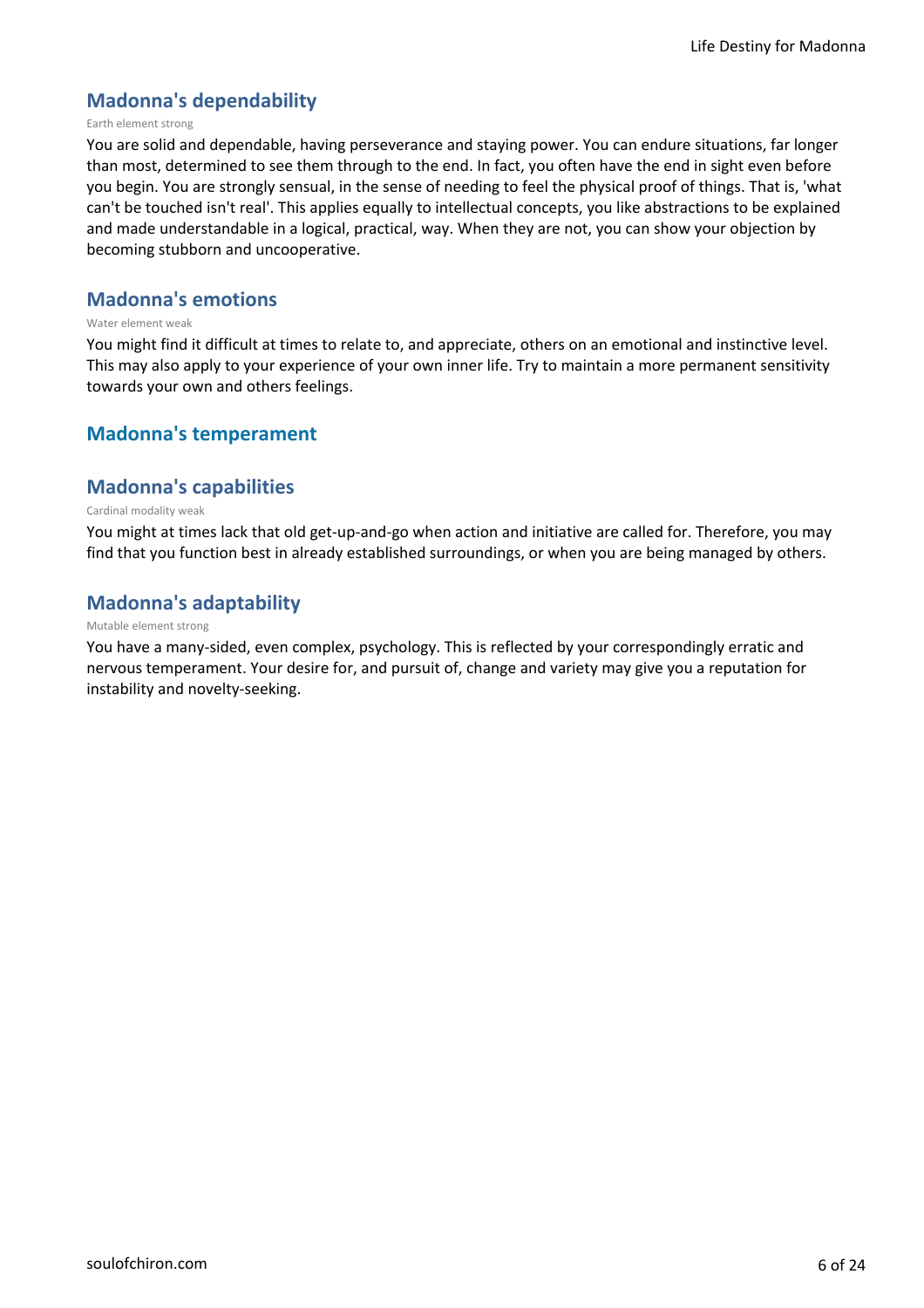## Madonna's dependability

Earth element strong

You are solid and dependable, having perseverance and staying power. You can endure situations, far longer than most, determined to see them through to the end. In fact, you often have the end in sight even before you begin. You are strongly sensual, in the sense of needing to feel the physical proof of things. That is, 'what can't be touched isn't real'. This applies equally to intellectual concepts, you like abstractions to be explained and made understandable in a logical, practical, way. When they are not, you can show your objection by becoming stubborn and uncooperative.

## Madonna's emotions

Water element weak

You might find it difficult at times to relate to, and appreciate, others on an emotional and instinctive level. This may also apply to your experience of your own inner life. Try to maintain a more permanent sensitivity towards your own and others feelings.

## Madonna's temperament

## Madonna's capabilities

Cardinal modality weak

You might at times lack that old get-up-and-go when action and initiative are called for. Therefore, you may find that you function best in already established surroundings, or when you are being managed by others.

## Madonna's adaptability

Mutable element strong

You have a many-sided, even complex, psychology. This is reflected by your correspondingly erratic and nervous temperament. Your desire for, and pursuit of, change and variety may give you a reputation for instability and novelty-seeking.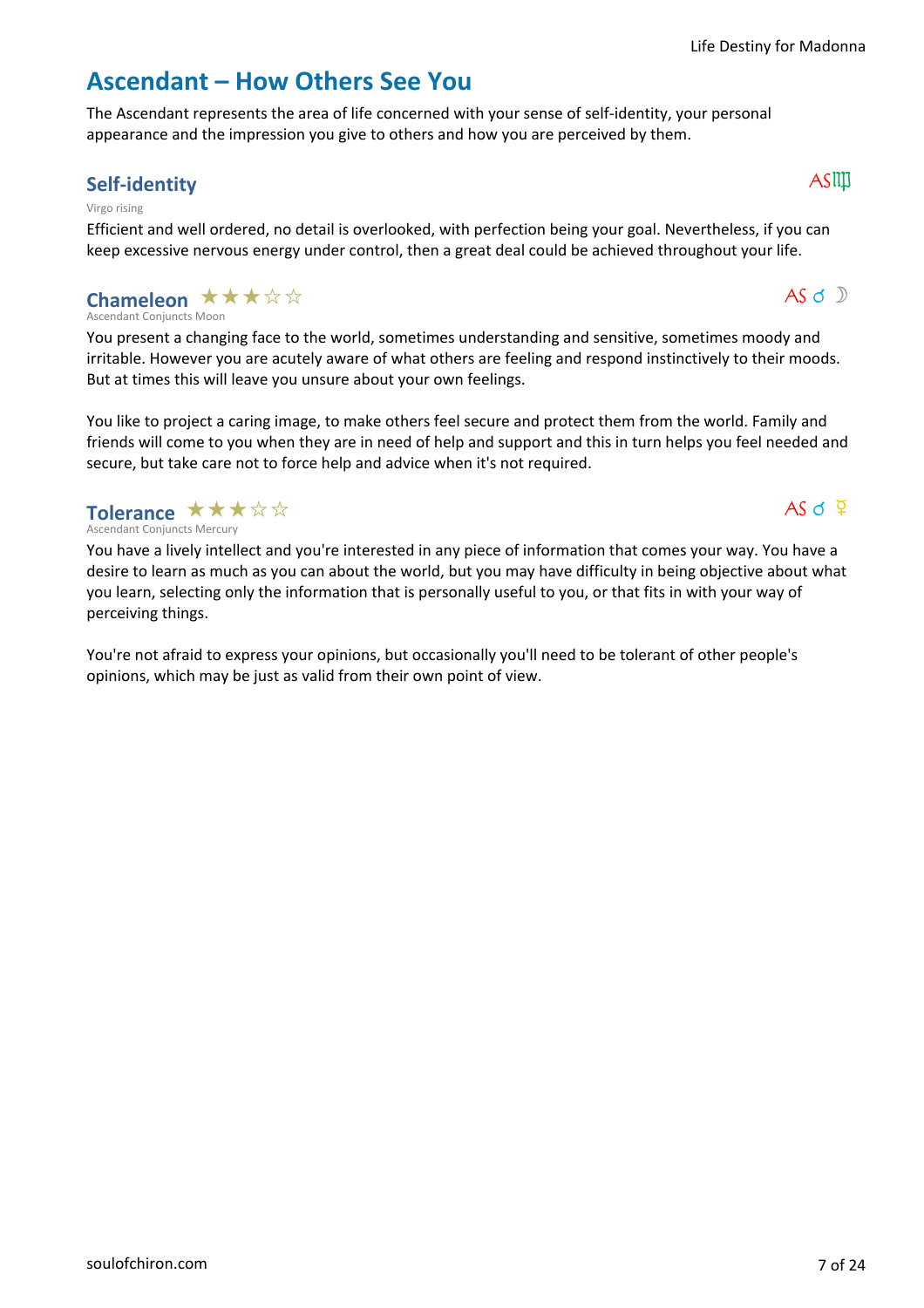# Ascendant – How Others See You

The Ascendant represents the area of life concerned with your sense of self-identity, your personal appearance and the impression you give to others and how you are perceived by them.

## Self-identity

AS♍

Virgo rising

Efficient and well ordered, no detail is overlooked, with perfection being your goal. Nevertheless, if you can keep excessive nervous energy under control, then a great deal could be achieved throughout your life.

## Chameleon ★★★☆☆

AS ☌ ☽

Ascendant Conjuncts Moon

You present a changing face to the world, sometimes understanding and sensitive, sometimes moody and irritable. However you are acutely aware of what others are feeling and respond instinctively to their moods. But at times this will leave you unsure about your own feelings.

You like to project a caring image, to make others feel secure and protect them from the world. Family and friends will come to you when they are in need of help and support and this in turn helps you feel needed and secure, but take care not to force help and advice when it's not required.

## Tolerance ★★★☆☆

AS ☌ ☿

Ascendant Conjuncts Mercury

You have a lively intellect and you're interested in any piece of information that comes your way. You have a desire to learn as much as you can about the world, but you may have difficulty in being objective about what you learn, selecting only the information that is personally useful to you, or that fits in with your way of perceiving things.

You're not afraid to express your opinions, but occasionally you'll need to be tolerant of other people's opinions, which may be just as valid from their own point of view.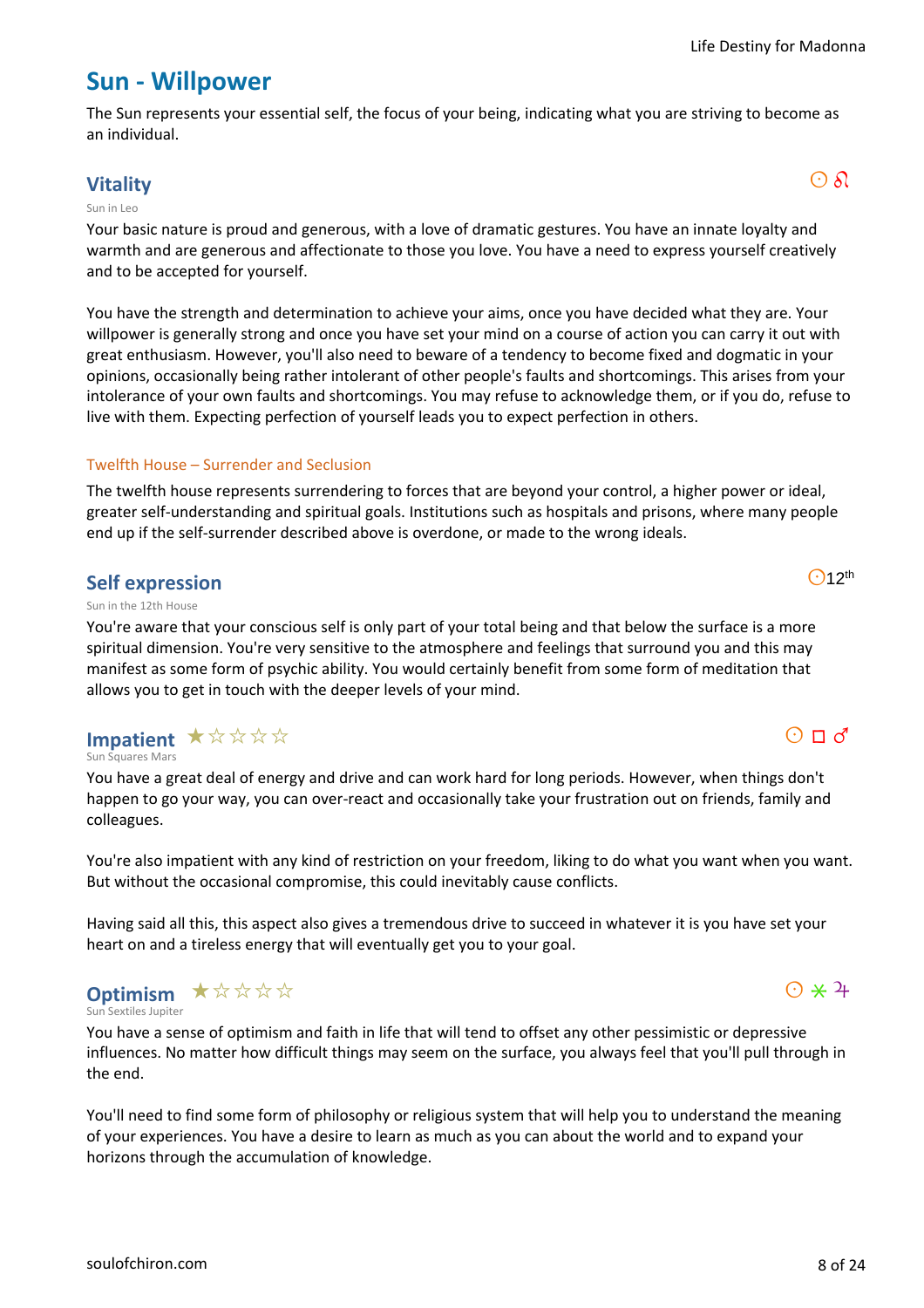# Sun - Willpower

The Sun represents your essential self, the focus of your being, indicating what you are striving to become as an individual.

## Vitality

☉ ♌

Sun in Leo

Your basic nature is proud and generous, with a love of dramatic gestures. You have an innate loyalty and warmth and are generous and affectionate to those you love. You have a need to express yourself creatively and to be accepted for yourself.

You have the strength and determination to achieve your aims, once you have decided what they are. Your willpower is generally strong and once you have set your mind on a course of action you can carry it out with great enthusiasm. However, you'll also need to beware of a tendency to become fixed and dogmatic in your opinions, occasionally being rather intolerant of other people's faults and shortcomings. This arises from your intolerance of your own faults and shortcomings. You may refuse to acknowledge them, or if you do, refuse to live with them. Expecting perfection of yourself leads you to expect perfection in others.

### Twelfth House – Surrender and Seclusion

The twelfth house represents surrendering to forces that are beyond your control, a higher power or ideal, greater self-understanding and spiritual goals. Institutions such as hospitals and prisons, where many people end up if the self-surrender described above is overdone, or made to the wrong ideals.

## Self expression

☉12th

Sun in the 12th House

You're aware that your conscious self is only part of your total being and that below the surface is a more spiritual dimension. You're very sensitive to the atmosphere and feelings that surround you and this may manifest as some form of psychic ability. You would certainly benefit from some form of meditation that allows you to get in touch with the deeper levels of your mind.

## Impatient ★☆☆☆☆

☉ □ ♂

Sun Squares Mars

You have a great deal of energy and drive and can work hard for long periods. However, when things don't happen to go your way, you can over-react and occasionally take your frustration out on friends, family and colleagues.

You're also impatient with any kind of restriction on your freedom, liking to do what you want when you want. But without the occasional compromise, this could inevitably cause conflicts.

Having said all this, this aspect also gives a tremendous drive to succeed in whatever it is you have set your heart on and a tireless energy that will eventually get you to your goal.

## Optimism ★☆☆☆☆

☉ ⚹ ♃

Sun Sextiles Jupiter

You have a sense of optimism and faith in life that will tend to offset any other pessimistic or depressive influences. No matter how difficult things may seem on the surface, you always feel that you'll pull through in the end.

You'll need to find some form of philosophy or religious system that will help you to understand the meaning of your experiences. You have a desire to learn as much as you can about the world and to expand your horizons through the accumulation of knowledge.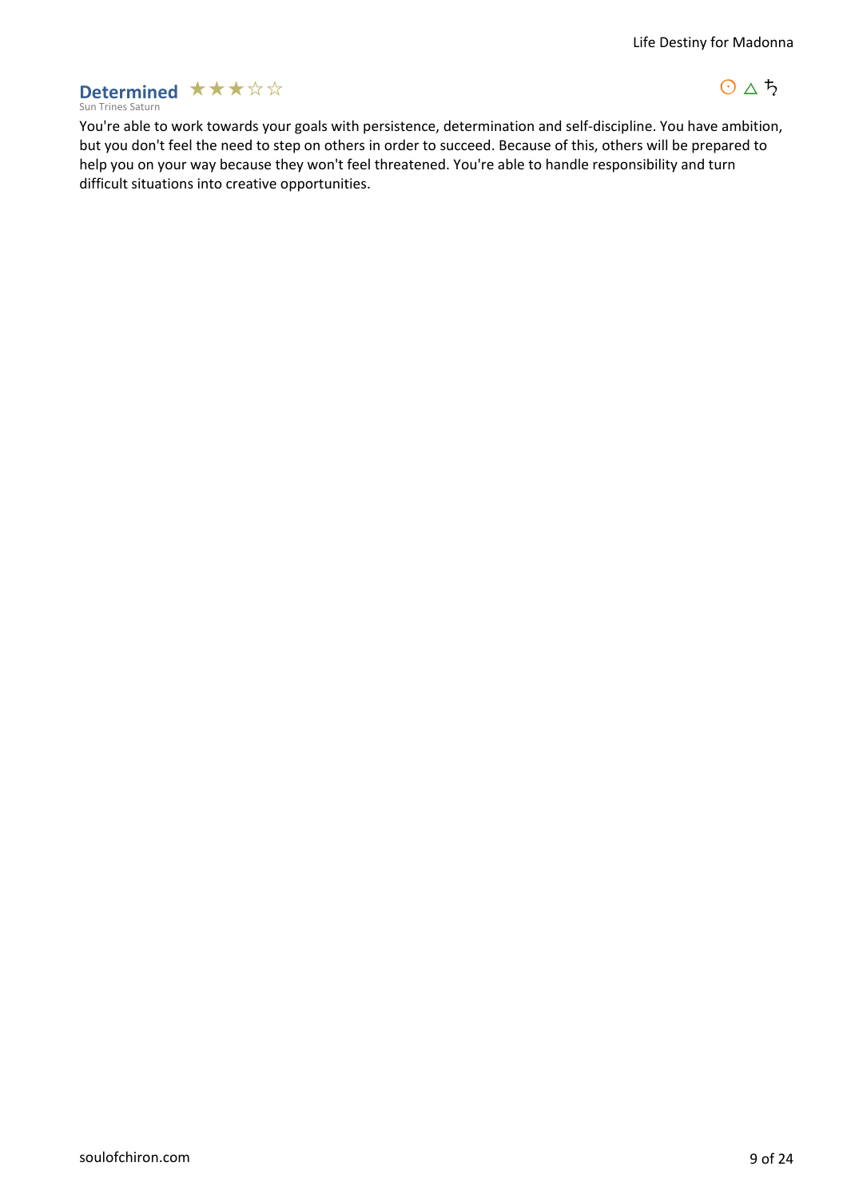## Determined ★★★☆☆

Sun Trines Saturn

☉ △ ♄

You're able to work towards your goals with persistence, determination and self-discipline. You have ambition, but you don't feel the need to step on others in order to succeed. Because of this, others will be prepared to help you on your way because they won't feel threatened. You're able to handle responsibility and turn difficult situations into creative opportunities.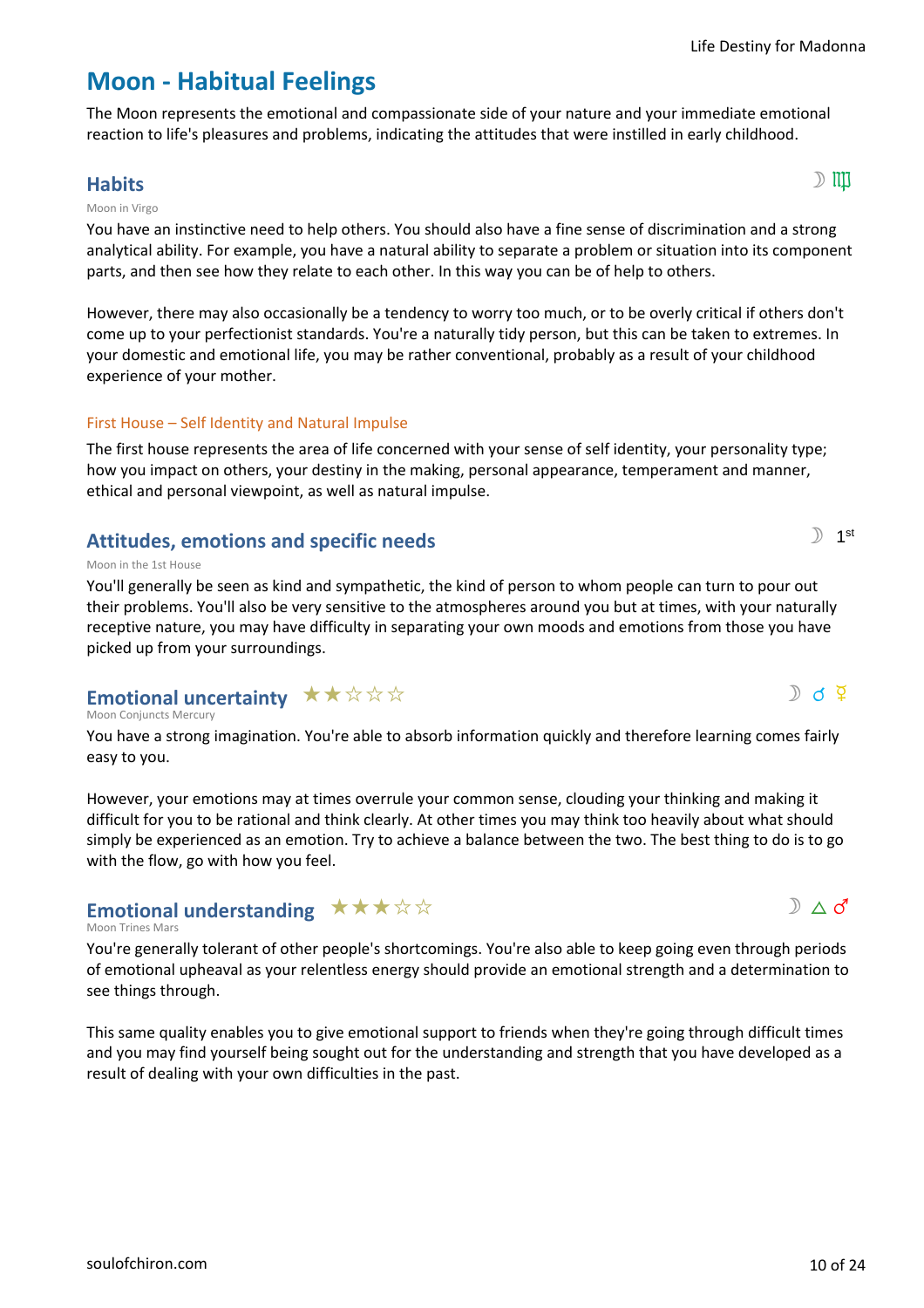# Moon - Habitual Feelings

The Moon represents the emotional and compassionate side of your nature and your immediate emotional reaction to life's pleasures and problems, indicating the attitudes that were instilled in early childhood.

## Habits

☽ ♍

Moon in Virgo

You have an instinctive need to help others. You should also have a fine sense of discrimination and a strong analytical ability. For example, you have a natural ability to separate a problem or situation into its component parts, and then see how they relate to each other. In this way you can be of help to others.

However, there may also occasionally be a tendency to worry too much, or to be overly critical if others don't come up to your perfectionist standards. You're a naturally tidy person, but this can be taken to extremes. In your domestic and emotional life, you may be rather conventional, probably as a result of your childhood experience of your mother.

### First House – Self Identity and Natural Impulse

The first house represents the area of life concerned with your sense of self identity, your personality type; how you impact on others, your destiny in the making, personal appearance, temperament and manner, ethical and personal viewpoint, as well as natural impulse.

## Attitudes, emotions and specific needs

☽ 1st

Moon in the 1st House

You'll generally be seen as kind and sympathetic, the kind of person to whom people can turn to pour out their problems. You'll also be very sensitive to the atmospheres around you but at times, with your naturally receptive nature, you may have difficulty in separating your own moods and emotions from those you have picked up from your surroundings.

## Emotional uncertainty ★★☆☆☆

☽ ☌ ☿

Moon Conjuncts Mercury

You have a strong imagination. You're able to absorb information quickly and therefore learning comes fairly easy to you.

However, your emotions may at times overrule your common sense, clouding your thinking and making it difficult for you to be rational and think clearly. At other times you may think too heavily about what should simply be experienced as an emotion. Try to achieve a balance between the two. The best thing to do is to go with the flow, go with how you feel.

## Emotional understanding ★★★☆☆

☽ △ ♂

Moon Trines Mars

You're generally tolerant of other people's shortcomings. You're also able to keep going even through periods of emotional upheaval as your relentless energy should provide an emotional strength and a determination to see things through.

This same quality enables you to give emotional support to friends when they're going through difficult times and you may find yourself being sought out for the understanding and strength that you have developed as a result of dealing with your own difficulties in the past.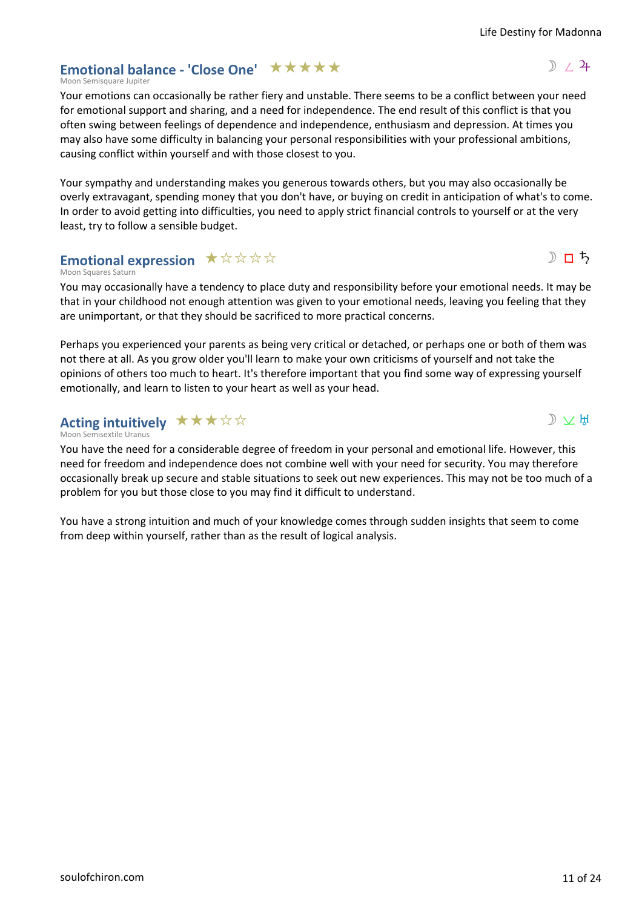## Emotional balance - 'Close One' ★★★★★

Moon Semisquare Jupiter

☽ ∠ ♃

Your emotions can occasionally be rather fiery and unstable. There seems to be a conflict between your need for emotional support and sharing, and a need for independence. The end result of this conflict is that you often swing between feelings of dependence and independence, enthusiasm and depression. At times you may also have some difficulty in balancing your personal responsibilities with your professional ambitions, causing conflict within yourself and with those closest to you.

Your sympathy and understanding makes you generous towards others, but you may also occasionally be overly extravagant, spending money that you don't have, or buying on credit in anticipation of what's to come. In order to avoid getting into difficulties, you need to apply strict financial controls to yourself or at the very least, try to follow a sensible budget.

## Emotional expression ★☆☆☆☆

Moon Squares Saturn

☽ □ ♄

You may occasionally have a tendency to place duty and responsibility before your emotional needs. It may be that in your childhood not enough attention was given to your emotional needs, leaving you feeling that they are unimportant, or that they should be sacrificed to more practical concerns.

Perhaps you experienced your parents as being very critical or detached, or perhaps one or both of them was not there at all. As you grow older you'll learn to make your own criticisms of yourself and not take the opinions of others too much to heart. It's therefore important that you find some way of expressing yourself emotionally, and learn to listen to your heart as well as your head.

## Acting intuitively ★★★☆☆

Moon Semisextile Uranus

☽ ⚺ ♅

You have the need for a considerable degree of freedom in your personal and emotional life. However, this need for freedom and independence does not combine well with your need for security. You may therefore occasionally break up secure and stable situations to seek out new experiences. This may not be too much of a problem for you but those close to you may find it difficult to understand.

You have a strong intuition and much of your knowledge comes through sudden insights that seem to come from deep within yourself, rather than as the result of logical analysis.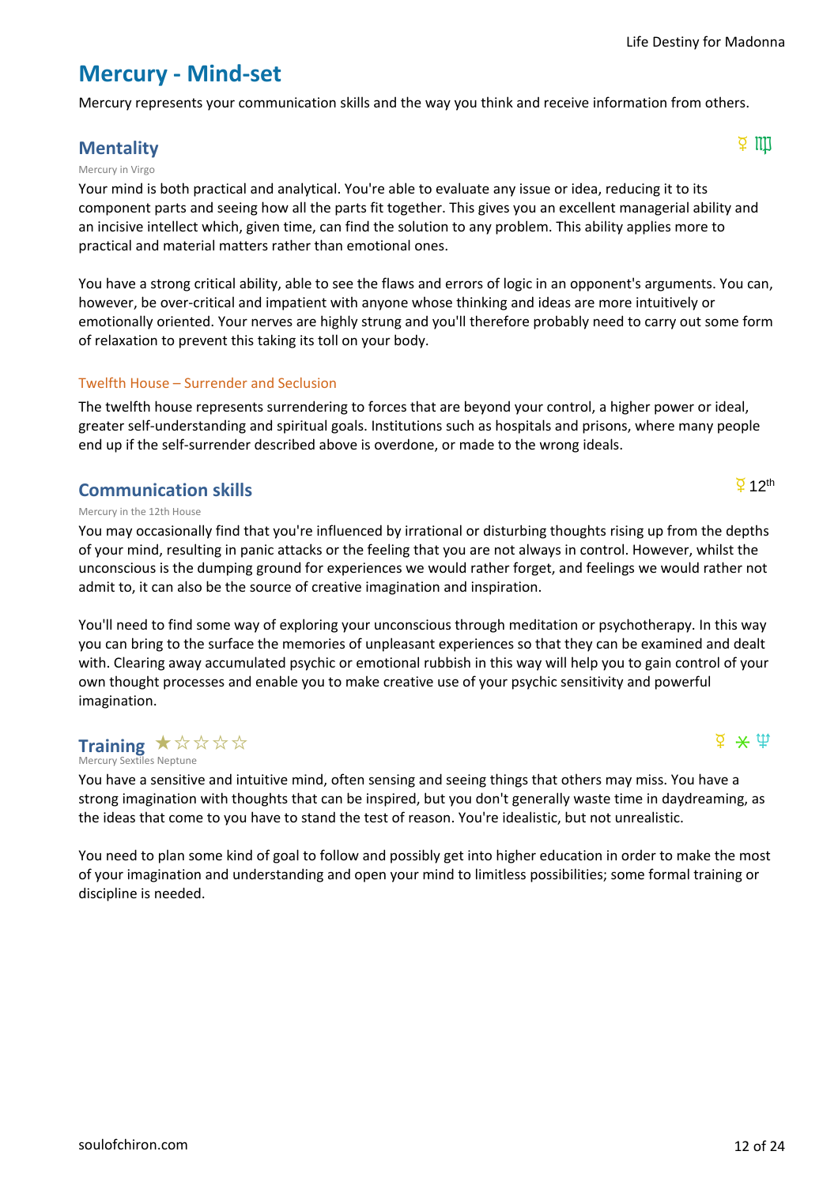# Mercury - Mind-set

Mercury represents your communication skills and the way you think and receive information from others.

## Mentality

☿ ♍

Mercury in Virgo

Your mind is both practical and analytical. You're able to evaluate any issue or idea, reducing it to its component parts and seeing how all the parts fit together. This gives you an excellent managerial ability and an incisive intellect which, given time, can find the solution to any problem. This ability applies more to practical and material matters rather than emotional ones.

You have a strong critical ability, able to see the flaws and errors of logic in an opponent's arguments. You can, however, be over-critical and impatient with anyone whose thinking and ideas are more intuitively or emotionally oriented. Your nerves are highly strung and you'll therefore probably need to carry out some form of relaxation to prevent this taking its toll on your body.

### Twelfth House – Surrender and Seclusion

The twelfth house represents surrendering to forces that are beyond your control, a higher power or ideal, greater self-understanding and spiritual goals. Institutions such as hospitals and prisons, where many people end up if the self-surrender described above is overdone, or made to the wrong ideals.

## Communication skills

☿ 12th

Mercury in the 12th House

You may occasionally find that you're influenced by irrational or disturbing thoughts rising up from the depths of your mind, resulting in panic attacks or the feeling that you are not always in control. However, whilst the unconscious is the dumping ground for experiences we would rather forget, and feelings we would rather not admit to, it can also be the source of creative imagination and inspiration.

You'll need to find some way of exploring your unconscious through meditation or psychotherapy. In this way you can bring to the surface the memories of unpleasant experiences so that they can be examined and dealt with. Clearing away accumulated psychic or emotional rubbish in this way will help you to gain control of your own thought processes and enable you to make creative use of your psychic sensitivity and powerful imagination.

## Training ★☆☆☆☆

☿ ⚹ ♆

Mercury Sextiles Neptune

You have a sensitive and intuitive mind, often sensing and seeing things that others may miss. You have a strong imagination with thoughts that can be inspired, but you don't generally waste time in daydreaming, as the ideas that come to you have to stand the test of reason. You're idealistic, but not unrealistic.

You need to plan some kind of goal to follow and possibly get into higher education in order to make the most of your imagination and understanding and open your mind to limitless possibilities; some formal training or discipline is needed.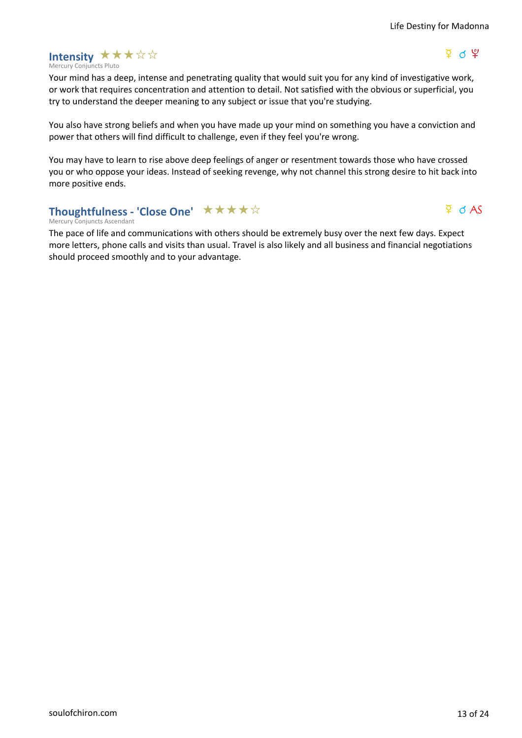## Intensity ★★★☆☆

Mercury Conjuncts Pluto

☿ ☌ ♇

Your mind has a deep, intense and penetrating quality that would suit you for any kind of investigative work, or work that requires concentration and attention to detail. Not satisfied with the obvious or superficial, you try to understand the deeper meaning to any subject or issue that you're studying.

You also have strong beliefs and when you have made up your mind on something you have a conviction and power that others will find difficult to challenge, even if they feel you're wrong.

You may have to learn to rise above deep feelings of anger or resentment towards those who have crossed you or who oppose your ideas. Instead of seeking revenge, why not channel this strong desire to hit back into more positive ends.

## Thoughtfulness - 'Close One' ★★★★☆

Mercury Conjuncts Ascendant

☿ ☌ AS

The pace of life and communications with others should be extremely busy over the next few days. Expect more letters, phone calls and visits than usual. Travel is also likely and all business and financial negotiations should proceed smoothly and to your advantage.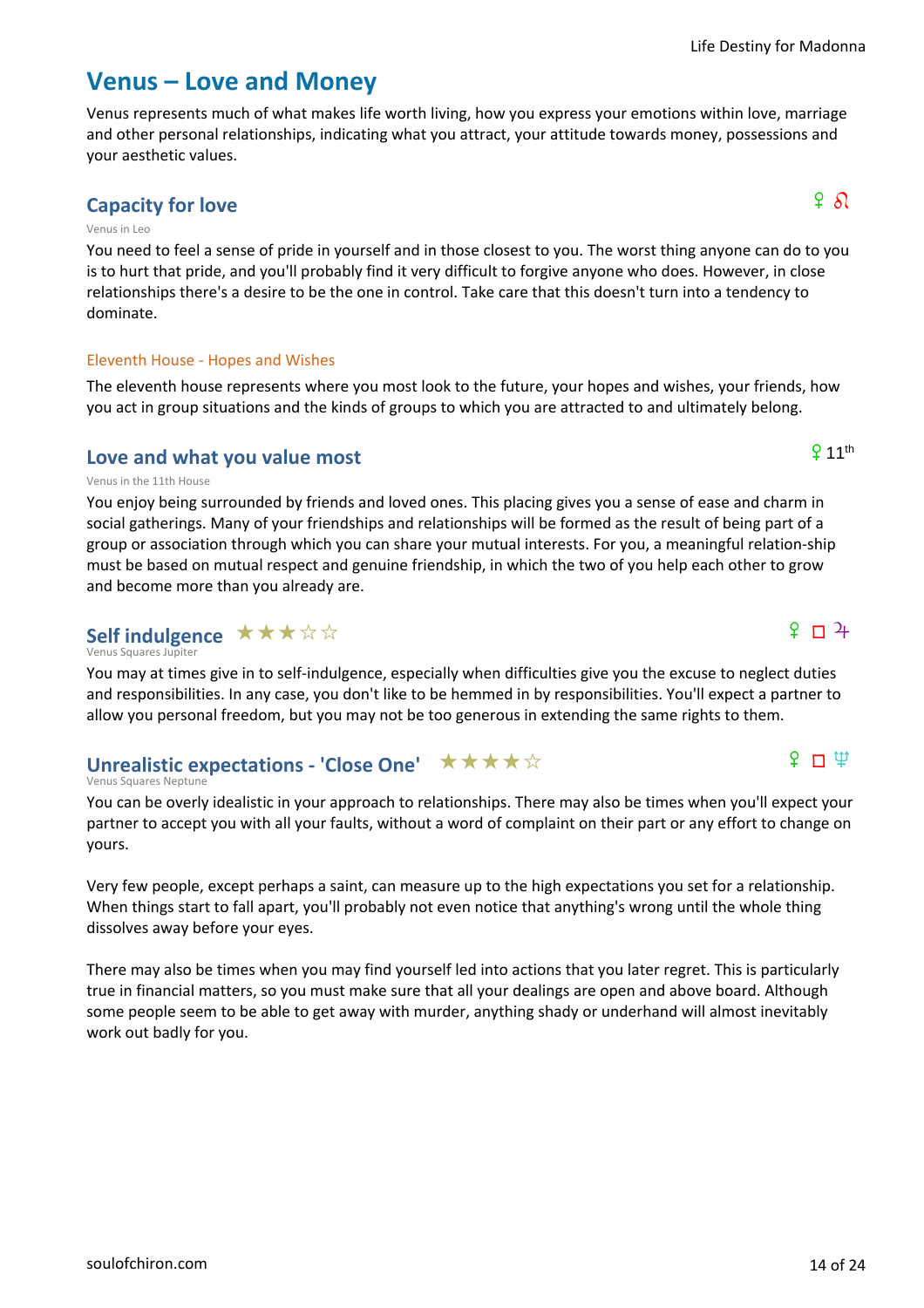# Venus – Love and Money

Venus represents much of what makes life worth living, how you express your emotions within love, marriage and other personal relationships, indicating what you attract, your attitude towards money, possessions and your aesthetic values.

## Capacity for love

♀ ♌

Venus in Leo

You need to feel a sense of pride in yourself and in those closest to you. The worst thing anyone can do to you is to hurt that pride, and you'll probably find it very difficult to forgive anyone who does. However, in close relationships there's a desire to be the one in control. Take care that this doesn't turn into a tendency to dominate.

### Eleventh House - Hopes and Wishes

The eleventh house represents where you most look to the future, your hopes and wishes, your friends, how you act in group situations and the kinds of groups to which you are attracted to and ultimately belong.

## Love and what you value most

♀ 11th

Venus in the 11th House

You enjoy being surrounded by friends and loved ones. This placing gives you a sense of ease and charm in social gatherings. Many of your friendships and relationships will be formed as the result of being part of a group or association through which you can share your mutual interests. For you, a meaningful relation-ship must be based on mutual respect and genuine friendship, in which the two of you help each other to grow and become more than you already are.

## Self indulgence ★★★☆☆

♀ □ ♃

Venus Squares Jupiter

You may at times give in to self-indulgence, especially when difficulties give you the excuse to neglect duties and responsibilities. In any case, you don't like to be hemmed in by responsibilities. You'll expect a partner to allow you personal freedom, but you may not be too generous in extending the same rights to them.

## Unrealistic expectations - 'Close One' ★★★★☆

♀ □ ♆

Venus Squares Neptune

You can be overly idealistic in your approach to relationships. There may also be times when you'll expect your partner to accept you with all your faults, without a word of complaint on their part or any effort to change on yours.

Very few people, except perhaps a saint, can measure up to the high expectations you set for a relationship. When things start to fall apart, you'll probably not even notice that anything's wrong until the whole thing dissolves away before your eyes.

There may also be times when you may find yourself led into actions that you later regret. This is particularly true in financial matters, so you must make sure that all your dealings are open and above board. Although some people seem to be able to get away with murder, anything shady or underhand will almost inevitably work out badly for you.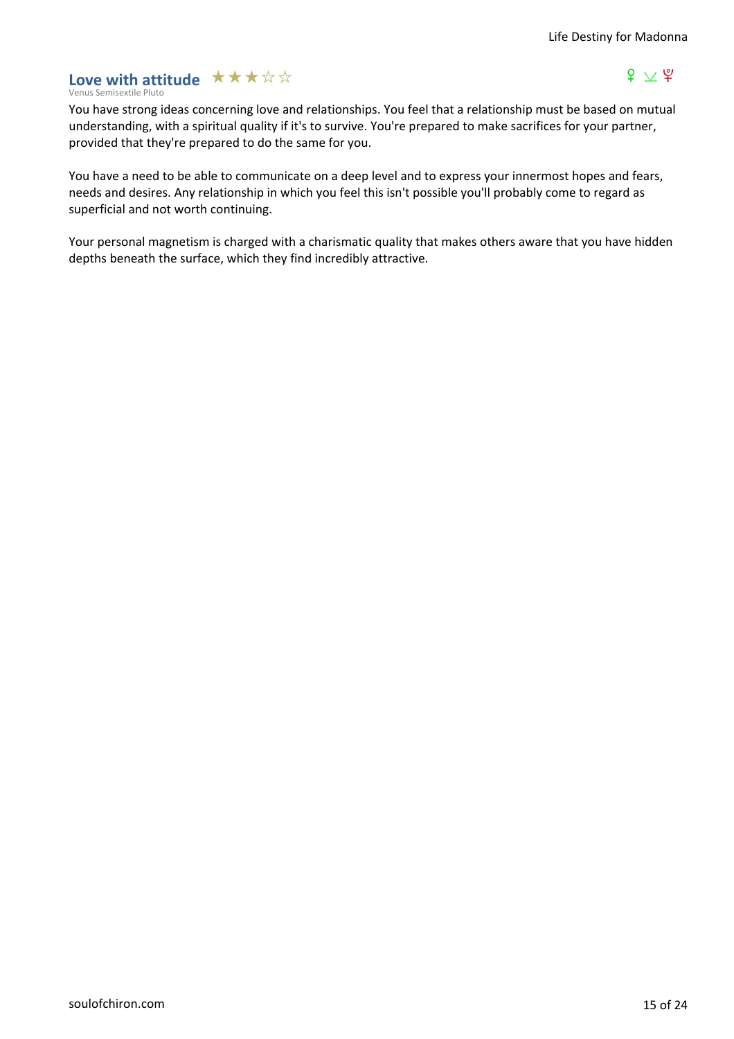## Love with attitude ★★★☆☆

Venus Semisextile Pluto

♀ ⚺ ♇

You have strong ideas concerning love and relationships. You feel that a relationship must be based on mutual understanding, with a spiritual quality if it's to survive. You're prepared to make sacrifices for your partner, provided that they're prepared to do the same for you.

You have a need to be able to communicate on a deep level and to express your innermost hopes and fears, needs and desires. Any relationship in which you feel this isn't possible you'll probably come to regard as superficial and not worth continuing.

Your personal magnetism is charged with a charismatic quality that makes others aware that you have hidden depths beneath the surface, which they find incredibly attractive.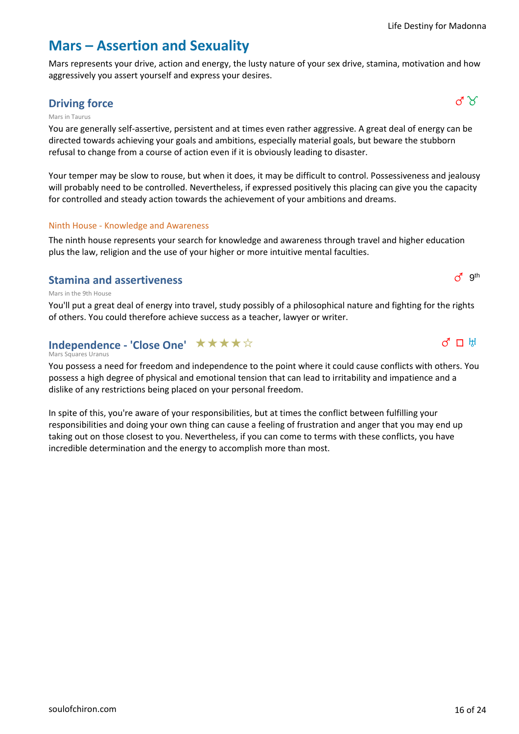# Mars – Assertion and Sexuality

Mars represents your drive, action and energy, the lusty nature of your sex drive, stamina, motivation and how aggressively you assert yourself and express your desires.

## Driving force

♂ ♉

Mars in Taurus

You are generally self-assertive, persistent and at times even rather aggressive. A great deal of energy can be directed towards achieving your goals and ambitions, especially material goals, but beware the stubborn refusal to change from a course of action even if it is obviously leading to disaster.

Your temper may be slow to rouse, but when it does, it may be difficult to control. Possessiveness and jealousy will probably need to be controlled. Nevertheless, if expressed positively this placing can give you the capacity for controlled and steady action towards the achievement of your ambitions and dreams.

### Ninth House - Knowledge and Awareness

The ninth house represents your search for knowledge and awareness through travel and higher education plus the law, religion and the use of your higher or more intuitive mental faculties.

## Stamina and assertiveness

♂ 9th

Mars in the 9th House

You'll put a great deal of energy into travel, study possibly of a philosophical nature and fighting for the rights of others. You could therefore achieve success as a teacher, lawyer or writer.

## Independence - 'Close One' ★★★★☆

♂ □ ♅

Mars Squares Uranus

You possess a need for freedom and independence to the point where it could cause conflicts with others. You possess a high degree of physical and emotional tension that can lead to irritability and impatience and a dislike of any restrictions being placed on your personal freedom.

In spite of this, you're aware of your responsibilities, but at times the conflict between fulfilling your responsibilities and doing your own thing can cause a feeling of frustration and anger that you may end up taking out on those closest to you. Nevertheless, if you can come to terms with these conflicts, you have incredible determination and the energy to accomplish more than most.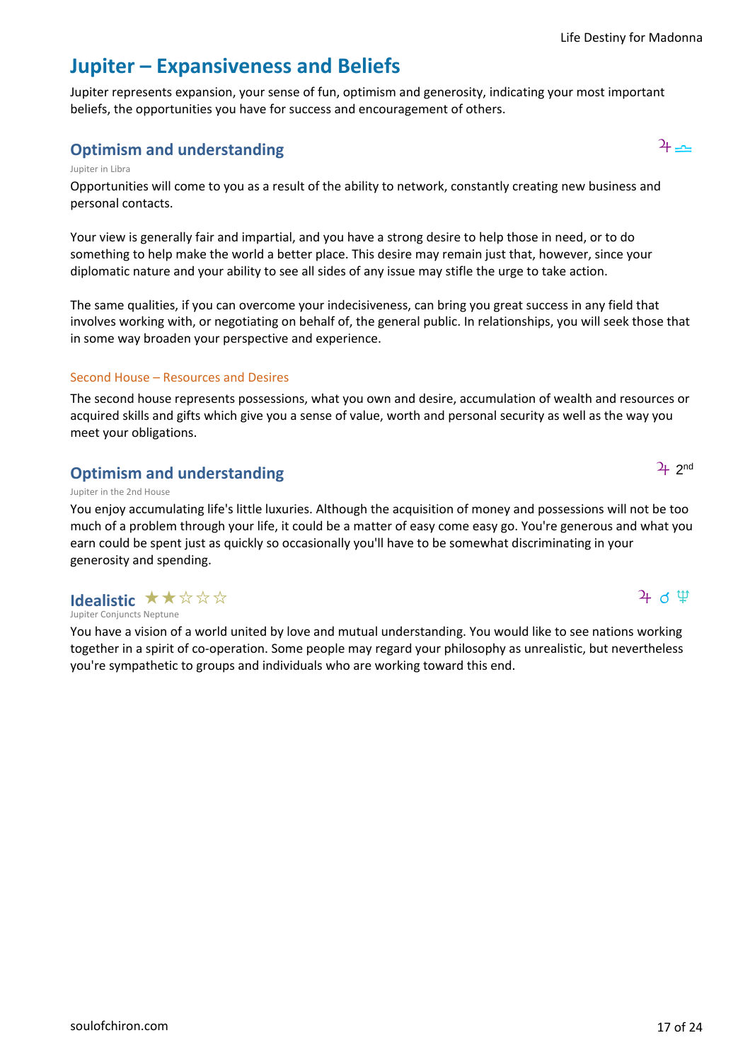# Jupiter – Expansiveness and Beliefs

Jupiter represents expansion, your sense of fun, optimism and generosity, indicating your most important beliefs, the opportunities you have for success and encouragement of others.

## Optimism and understanding

♃ ♎

Jupiter in Libra

Opportunities will come to you as a result of the ability to network, constantly creating new business and personal contacts.

Your view is generally fair and impartial, and you have a strong desire to help those in need, or to do something to help make the world a better place. This desire may remain just that, however, since your diplomatic nature and your ability to see all sides of any issue may stifle the urge to take action.

The same qualities, if you can overcome your indecisiveness, can bring you great success in any field that involves working with, or negotiating on behalf of, the general public. In relationships, you will seek those that in some way broaden your perspective and experience.

### Second House – Resources and Desires

The second house represents possessions, what you own and desire, accumulation of wealth and resources or acquired skills and gifts which give you a sense of value, worth and personal security as well as the way you meet your obligations.

## Optimism and understanding

♃ 2nd

Jupiter in the 2nd House

You enjoy accumulating life's little luxuries. Although the acquisition of money and possessions will not be too much of a problem through your life, it could be a matter of easy come easy go. You're generous and what you earn could be spent just as quickly so occasionally you'll have to be somewhat discriminating in your generosity and spending.

## Idealistic ★★☆☆☆

♃ ☌ ♆

Jupiter Conjuncts Neptune

You have a vision of a world united by love and mutual understanding. You would like to see nations working together in a spirit of co-operation. Some people may regard your philosophy as unrealistic, but nevertheless you're sympathetic to groups and individuals who are working toward this end.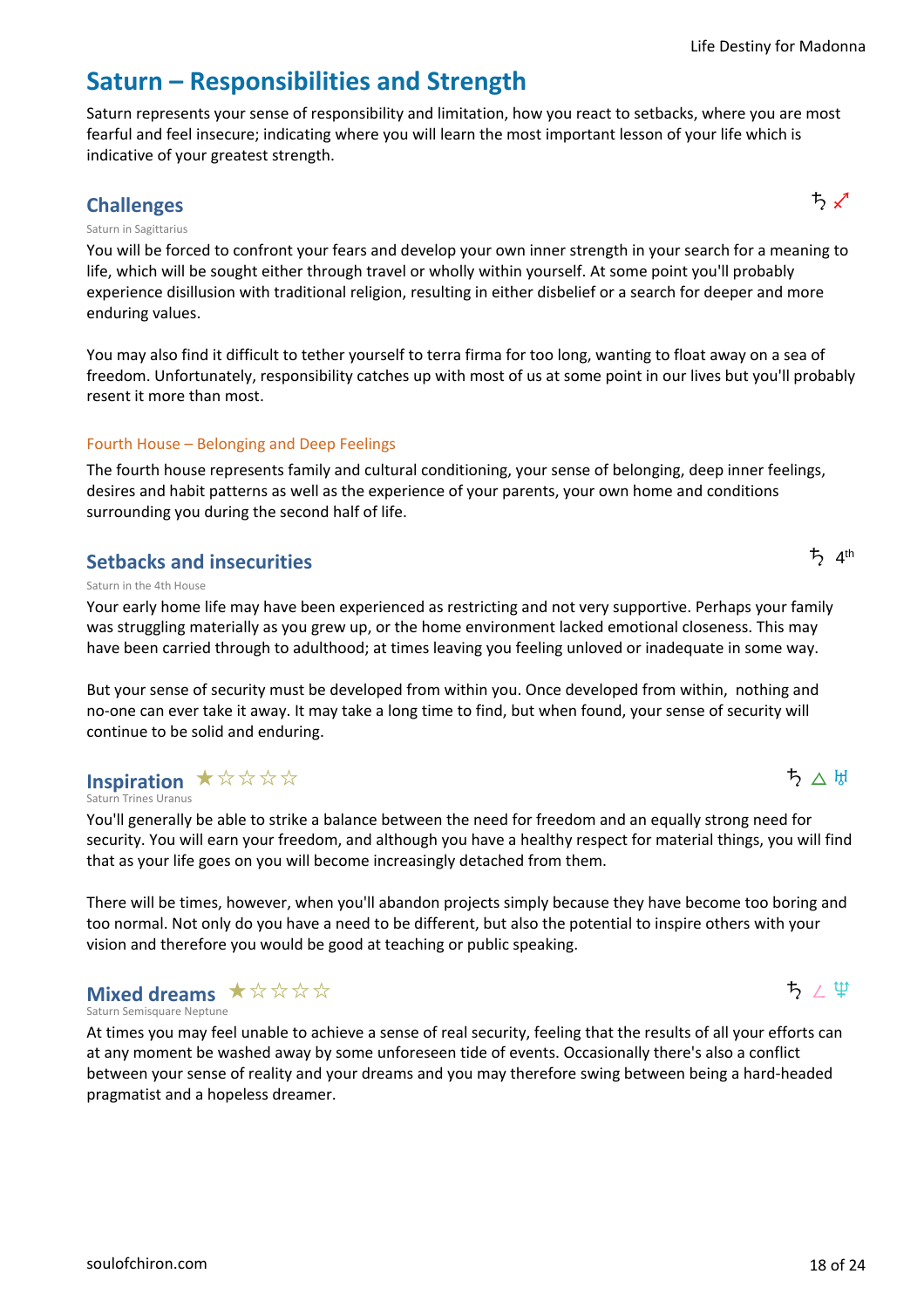# Saturn – Responsibilities and Strength

Saturn represents your sense of responsibility and limitation, how you react to setbacks, where you are most fearful and feel insecure; indicating where you will learn the most important lesson of your life which is indicative of your greatest strength.

## Challenges

♄ ♐

Saturn in Sagittarius

You will be forced to confront your fears and develop your own inner strength in your search for a meaning to life, which will be sought either through travel or wholly within yourself. At some point you'll probably experience disillusion with traditional religion, resulting in either disbelief or a search for deeper and more enduring values.

You may also find it difficult to tether yourself to terra firma for too long, wanting to float away on a sea of freedom. Unfortunately, responsibility catches up with most of us at some point in our lives but you'll probably resent it more than most.

### Fourth House – Belonging and Deep Feelings

The fourth house represents family and cultural conditioning, your sense of belonging, deep inner feelings, desires and habit patterns as well as the experience of your parents, your own home and conditions surrounding you during the second half of life.

## Setbacks and insecurities

♄ 4th

Saturn in the 4th House

Your early home life may have been experienced as restricting and not very supportive. Perhaps your family was struggling materially as you grew up, or the home environment lacked emotional closeness. This may have been carried through to adulthood; at times leaving you feeling unloved or inadequate in some way.

But your sense of security must be developed from within you. Once developed from within, nothing and no-one can ever take it away. It may take a long time to find, but when found, your sense of security will continue to be solid and enduring.

## Inspiration ★☆☆☆☆

♄ △ ♅

Saturn Trines Uranus

You'll generally be able to strike a balance between the need for freedom and an equally strong need for security. You will earn your freedom, and although you have a healthy respect for material things, you will find that as your life goes on you will become increasingly detached from them.

There will be times, however, when you'll abandon projects simply because they have become too boring and too normal. Not only do you have a need to be different, but also the potential to inspire others with your vision and therefore you would be good at teaching or public speaking.

## Mixed dreams ★☆☆☆☆

♄ ∠ ♆

Saturn Semisquare Neptune

At times you may feel unable to achieve a sense of real security, feeling that the results of all your efforts can at any moment be washed away by some unforeseen tide of events. Occasionally there's also a conflict between your sense of reality and your dreams and you may therefore swing between being a hard-headed pragmatist and a hopeless dreamer.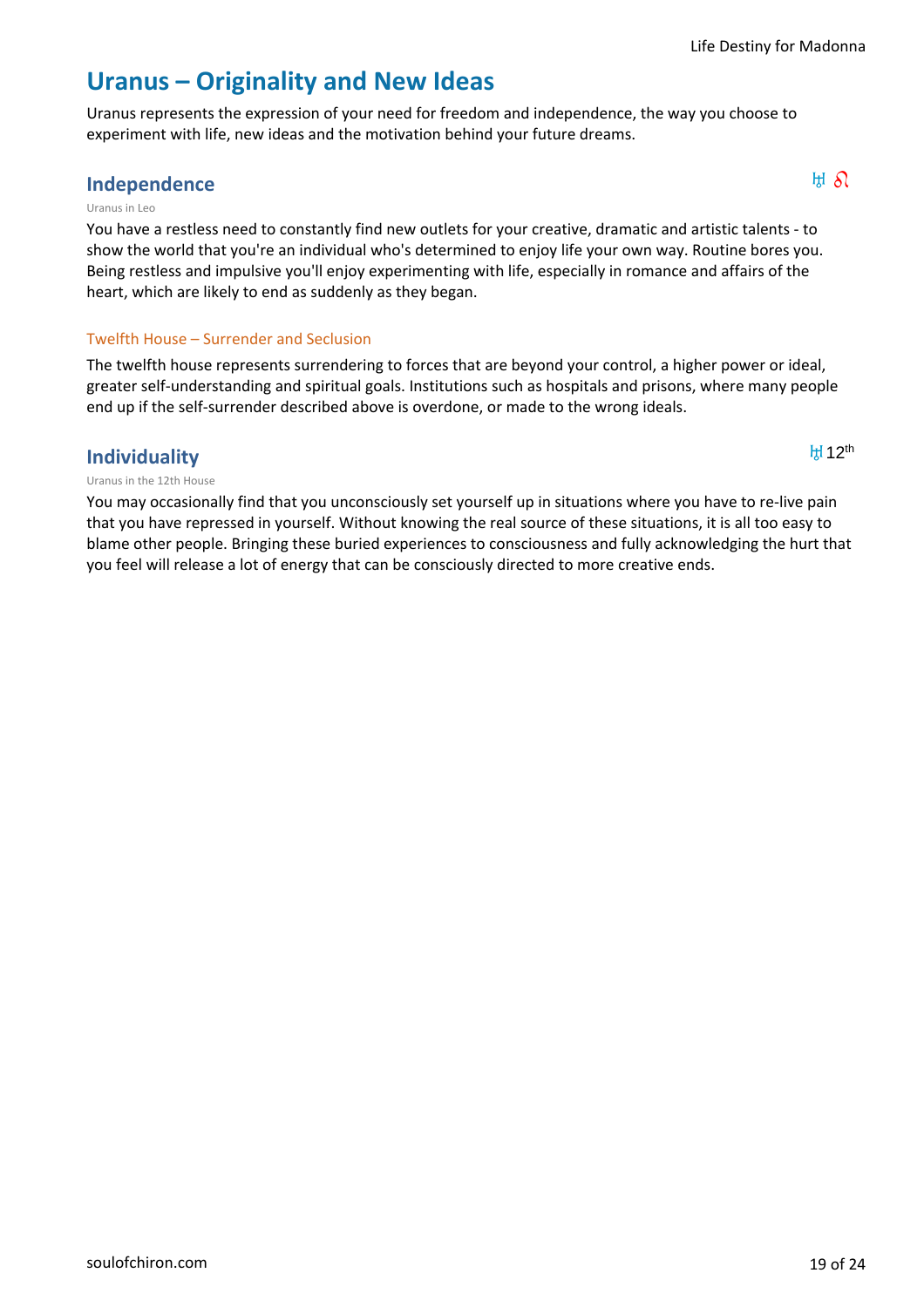# Uranus – Originality and New Ideas

Uranus represents the expression of your need for freedom and independence, the way you choose to experiment with life, new ideas and the motivation behind your future dreams.

## Independence

♅ ♌

Uranus in Leo

You have a restless need to constantly find new outlets for your creative, dramatic and artistic talents - to show the world that you're an individual who's determined to enjoy life your own way. Routine bores you. Being restless and impulsive you'll enjoy experimenting with life, especially in romance and affairs of the heart, which are likely to end as suddenly as they began.

### Twelfth House – Surrender and Seclusion

The twelfth house represents surrendering to forces that are beyond your control, a higher power or ideal, greater self-understanding and spiritual goals. Institutions such as hospitals and prisons, where many people end up if the self-surrender described above is overdone, or made to the wrong ideals.

## Individuality

♅ 12th

Uranus in the 12th House

You may occasionally find that you unconsciously set yourself up in situations where you have to re-live pain that you have repressed in yourself. Without knowing the real source of these situations, it is all too easy to blame other people. Bringing these buried experiences to consciousness and fully acknowledging the hurt that you feel will release a lot of energy that can be consciously directed to more creative ends.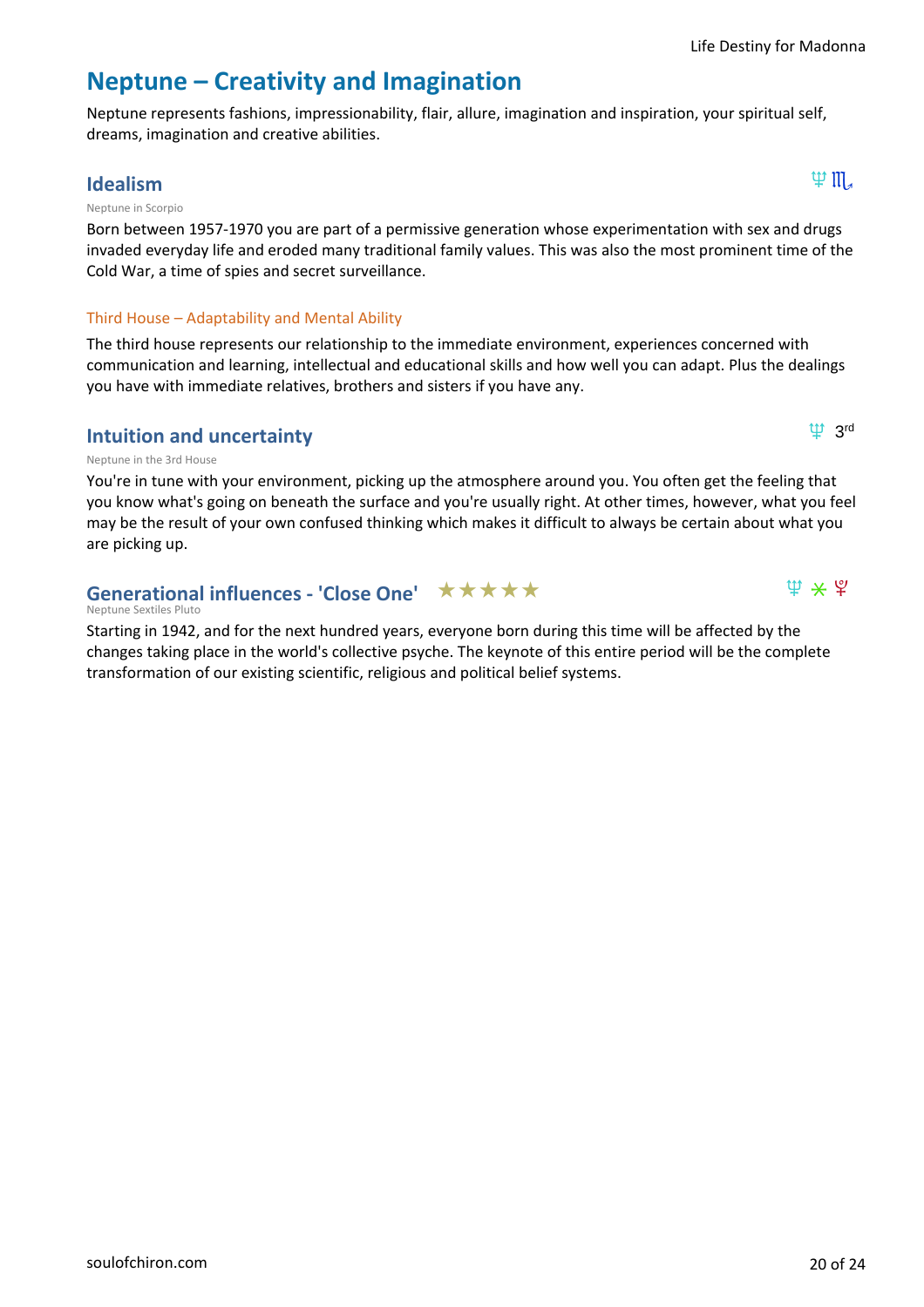# Neptune – Creativity and Imagination

Neptune represents fashions, impressionability, flair, allure, imagination and inspiration, your spiritual self, dreams, imagination and creative abilities.

## Idealism

♆ ♏

Neptune in Scorpio

Born between 1957-1970 you are part of a permissive generation whose experimentation with sex and drugs invaded everyday life and eroded many traditional family values. This was also the most prominent time of the Cold War, a time of spies and secret surveillance.

### Third House – Adaptability and Mental Ability

The third house represents our relationship to the immediate environment, experiences concerned with communication and learning, intellectual and educational skills and how well you can adapt. Plus the dealings you have with immediate relatives, brothers and sisters if you have any.

## Intuition and uncertainty

♆ 3rd

Neptune in the 3rd House

You're in tune with your environment, picking up the atmosphere around you. You often get the feeling that you know what's going on beneath the surface and you're usually right. At other times, however, what you feel may be the result of your own confused thinking which makes it difficult to always be certain about what you are picking up.

## Generational influences - 'Close One' ★★★★★

♆ ⚹ ♇

Neptune Sextiles Pluto

Starting in 1942, and for the next hundred years, everyone born during this time will be affected by the changes taking place in the world's collective psyche. The keynote of this entire period will be the complete transformation of our existing scientific, religious and political belief systems.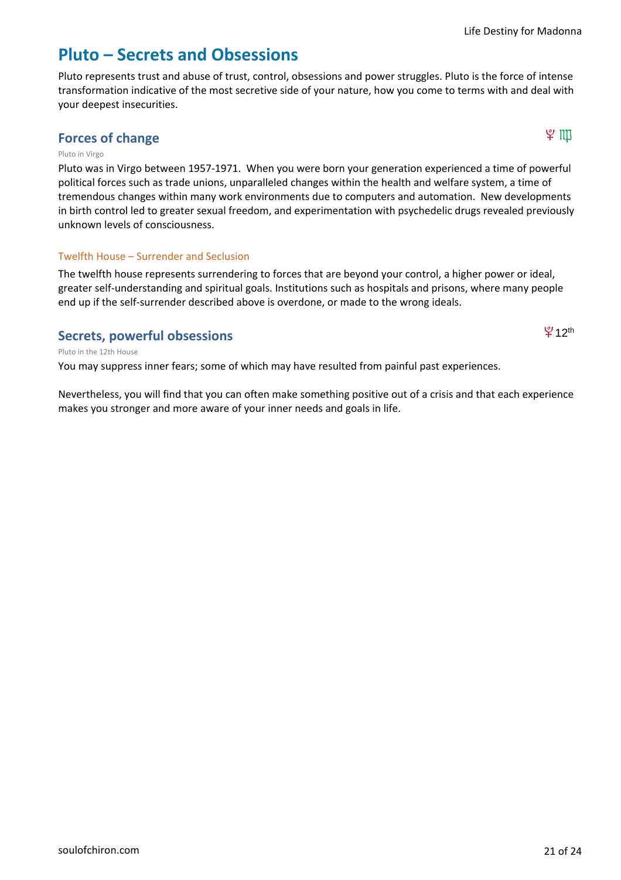# Pluto – Secrets and Obsessions

Pluto represents trust and abuse of trust, control, obsessions and power struggles. Pluto is the force of intense transformation indicative of the most secretive side of your nature, how you come to terms with and deal with your deepest insecurities.

## Forces of change

♇ ♍

Pluto in Virgo

Pluto was in Virgo between 1957-1971. When you were born your generation experienced a time of powerful political forces such as trade unions, unparalleled changes within the health and welfare system, a time of tremendous changes within many work environments due to computers and automation. New developments in birth control led to greater sexual freedom, and experimentation with psychedelic drugs revealed previously unknown levels of consciousness.

### Twelfth House – Surrender and Seclusion

The twelfth house represents surrendering to forces that are beyond your control, a higher power or ideal, greater self-understanding and spiritual goals. Institutions such as hospitals and prisons, where many people end up if the self-surrender described above is overdone, or made to the wrong ideals.

## Secrets, powerful obsessions

♇ 12th

Pluto in the 12th House

You may suppress inner fears; some of which may have resulted from painful past experiences.

Nevertheless, you will find that you can often make something positive out of a crisis and that each experience makes you stronger and more aware of your inner needs and goals in life.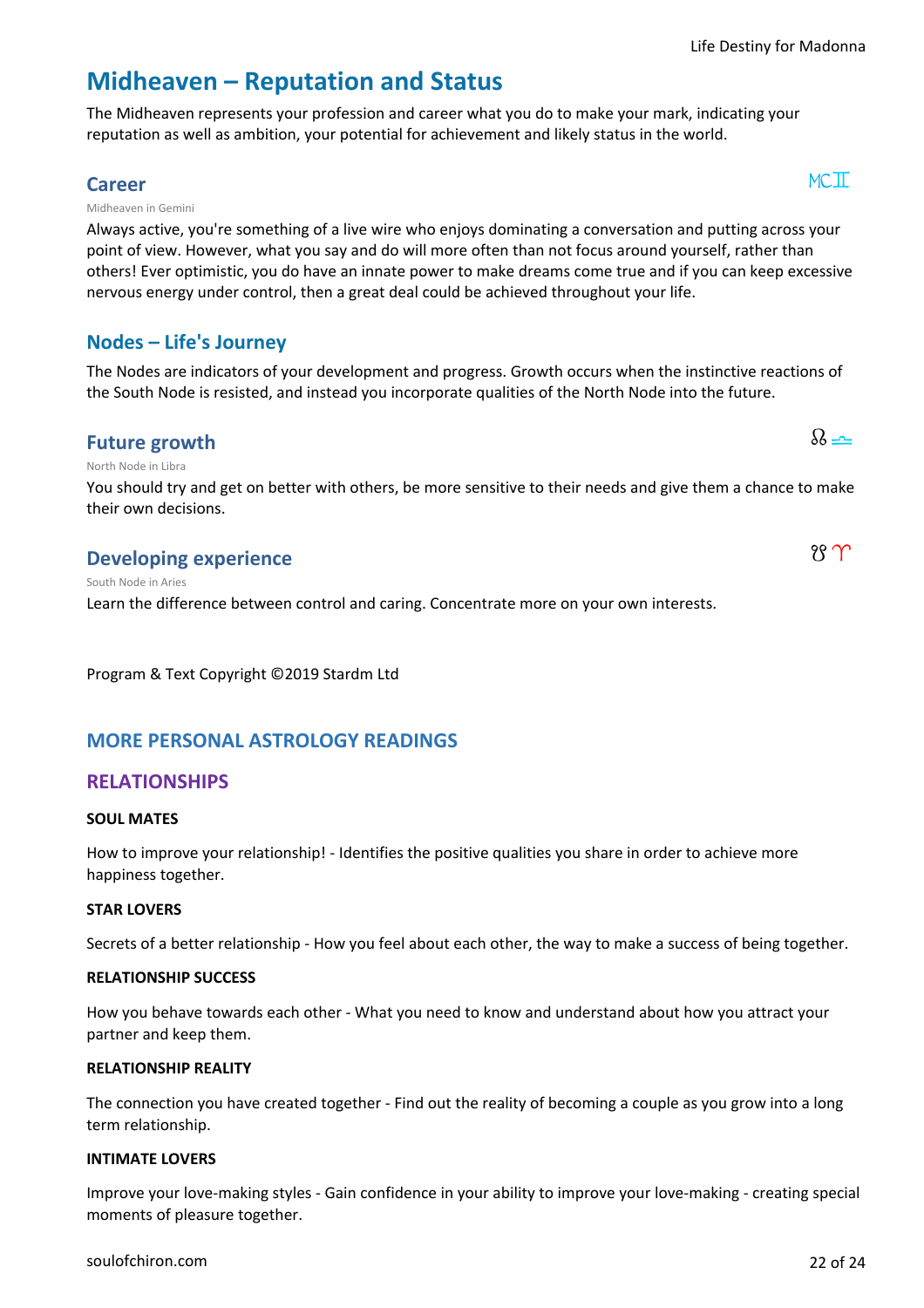## Midheaven – Reputation and Status

The Midheaven represents your profession and career what you do to make your mark, indicating your reputation as well as ambition, your potential for achievement and likely status in the world.

### Career

MC♊

Midheaven in Gemini

Always active, you're something of a live wire who enjoys dominating a conversation and putting across your point of view. However, what you say and do will more often than not focus around yourself, rather than others! Ever optimistic, you do have an innate power to make dreams come true and if you can keep excessive nervous energy under control, then a great deal could be achieved throughout your life.

## Nodes – Life's Journey

The Nodes are indicators of your development and progress. Growth occurs when the instinctive reactions of the South Node is resisted, and instead you incorporate qualities of the North Node into the future.

### Future growth

☊ ♎

North Node in Libra

You should try and get on better with others, be more sensitive to their needs and give them a chance to make their own decisions.

### Developing experience

☋ ♈

South Node in Aries

Learn the difference between control and caring. Concentrate more on your own interests.

Program & Text Copyright ©2019 Stardm Ltd

## MORE PERSONAL ASTROLOGY READINGS

### RELATIONSHIPS

**SOUL MATES**

How to improve your relationship! - Identifies the positive qualities you share in order to achieve more happiness together.

**STAR LOVERS**

Secrets of a better relationship - How you feel about each other, the way to make a success of being together.

**RELATIONSHIP SUCCESS**

How you behave towards each other - What you need to know and understand about how you attract your partner and keep them.

**RELATIONSHIP REALITY**

The connection you have created together - Find out the reality of becoming a couple as you grow into a long term relationship.

**INTIMATE LOVERS**

Improve your love-making styles - Gain confidence in your ability to improve your love-making - creating special moments of pleasure together.

soulofchiron.com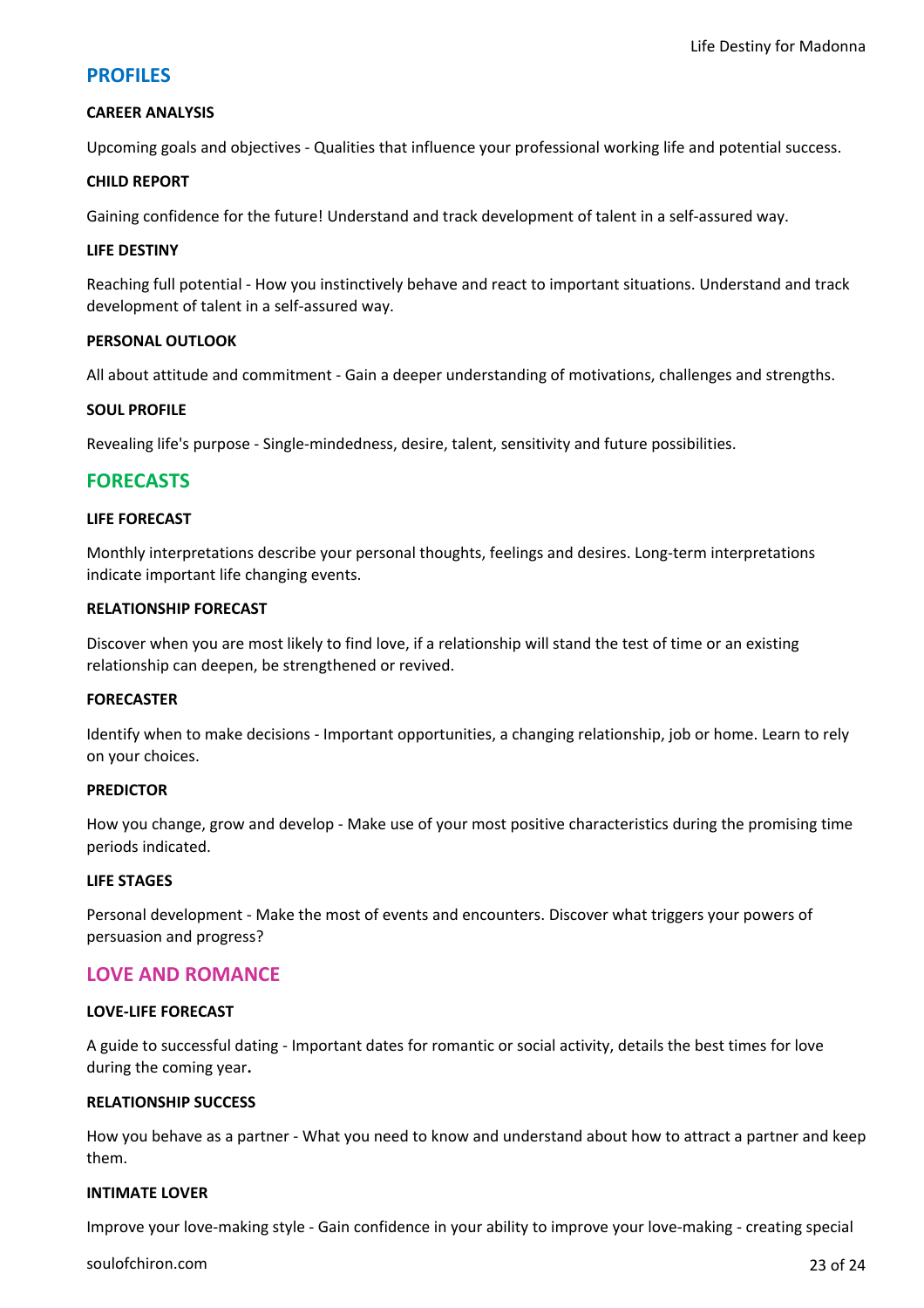## PROFILES

### CAREER ANALYSIS

Upcoming goals and objectives - Qualities that influence your professional working life and potential success.

### CHILD REPORT

Gaining confidence for the future! Understand and track development of talent in a self-assured way.

### LIFE DESTINY

Reaching full potential - How you instinctively behave and react to important situations. Understand and track development of talent in a self-assured way.

### PERSONAL OUTLOOK

All about attitude and commitment - Gain a deeper understanding of motivations, challenges and strengths.

### SOUL PROFILE

Revealing life's purpose - Single-mindedness, desire, talent, sensitivity and future possibilities.

## FORECASTS

### LIFE FORECAST

Monthly interpretations describe your personal thoughts, feelings and desires. Long-term interpretations indicate important life changing events.

### RELATIONSHIP FORECAST

Discover when you are most likely to find love, if a relationship will stand the test of time or an existing relationship can deepen, be strengthened or revived.

### FORECASTER

Identify when to make decisions - Important opportunities, a changing relationship, job or home. Learn to rely on your choices.

### PREDICTOR

How you change, grow and develop - Make use of your most positive characteristics during the promising time periods indicated.

### LIFE STAGES

Personal development - Make the most of events and encounters. Discover what triggers your powers of persuasion and progress?

## LOVE AND ROMANCE

### LOVE-LIFE FORECAST

A guide to successful dating - Important dates for romantic or social activity, details the best times for love during the coming year**.**

### RELATIONSHIP SUCCESS

How you behave as a partner - What you need to know and understand about how to attract a partner and keep them.

### INTIMATE LOVER

Improve your love-making style - Gain confidence in your ability to improve your love-making - creating special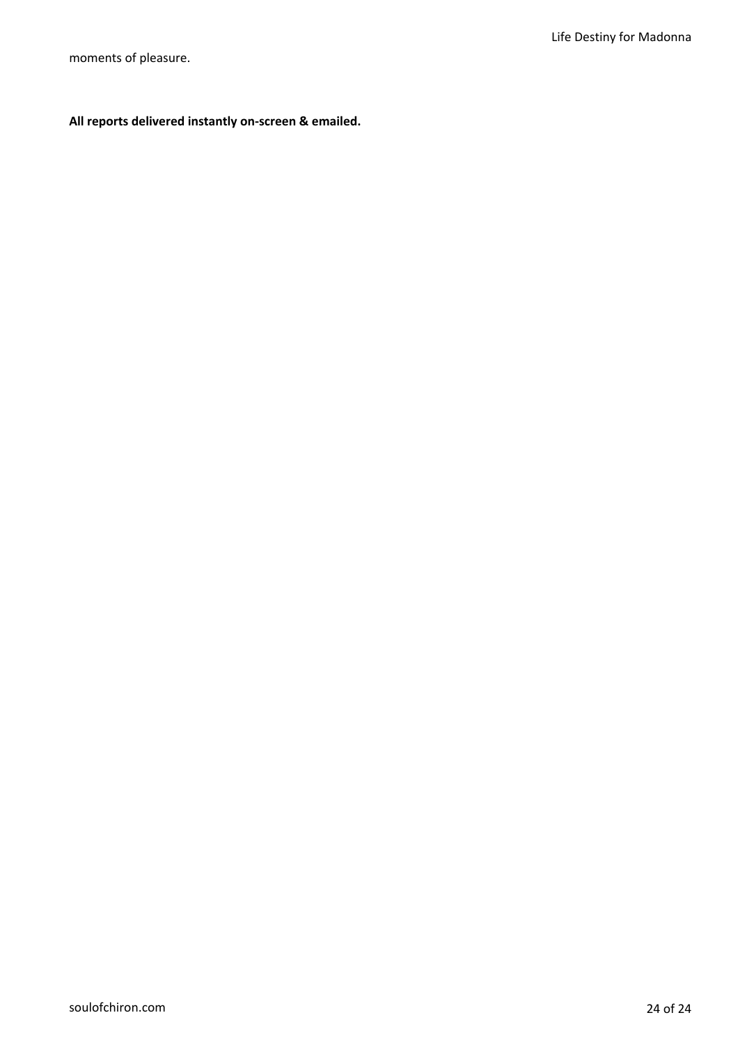moments of pleasure.

**All reports delivered instantly on-screen & emailed.**